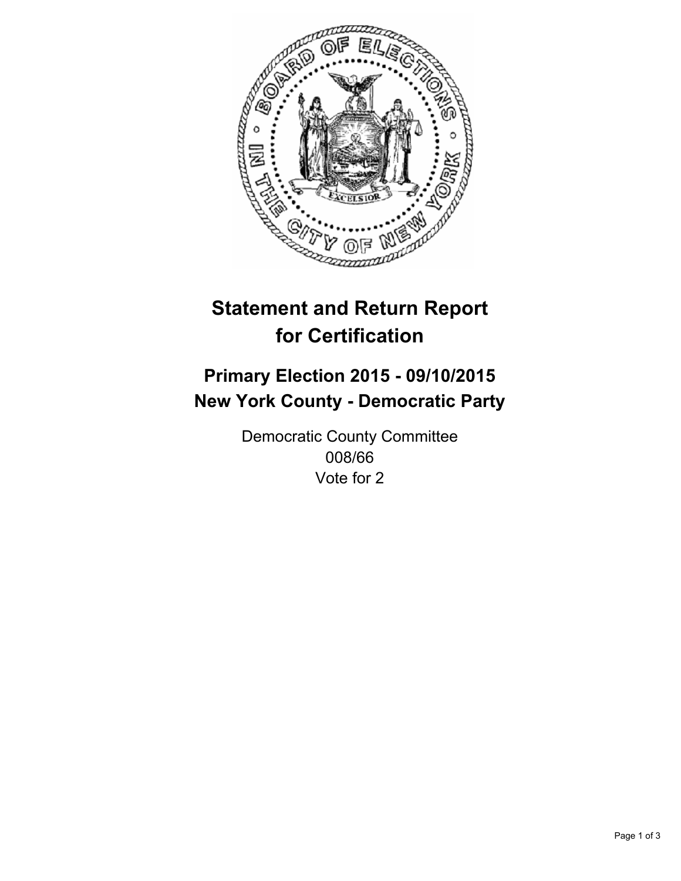# Statement and Return Report for Certification

## Primary Election 2015 - 09/10/2015
## New York County - Democratic Party

Democratic County Committee
008/66
Vote for 2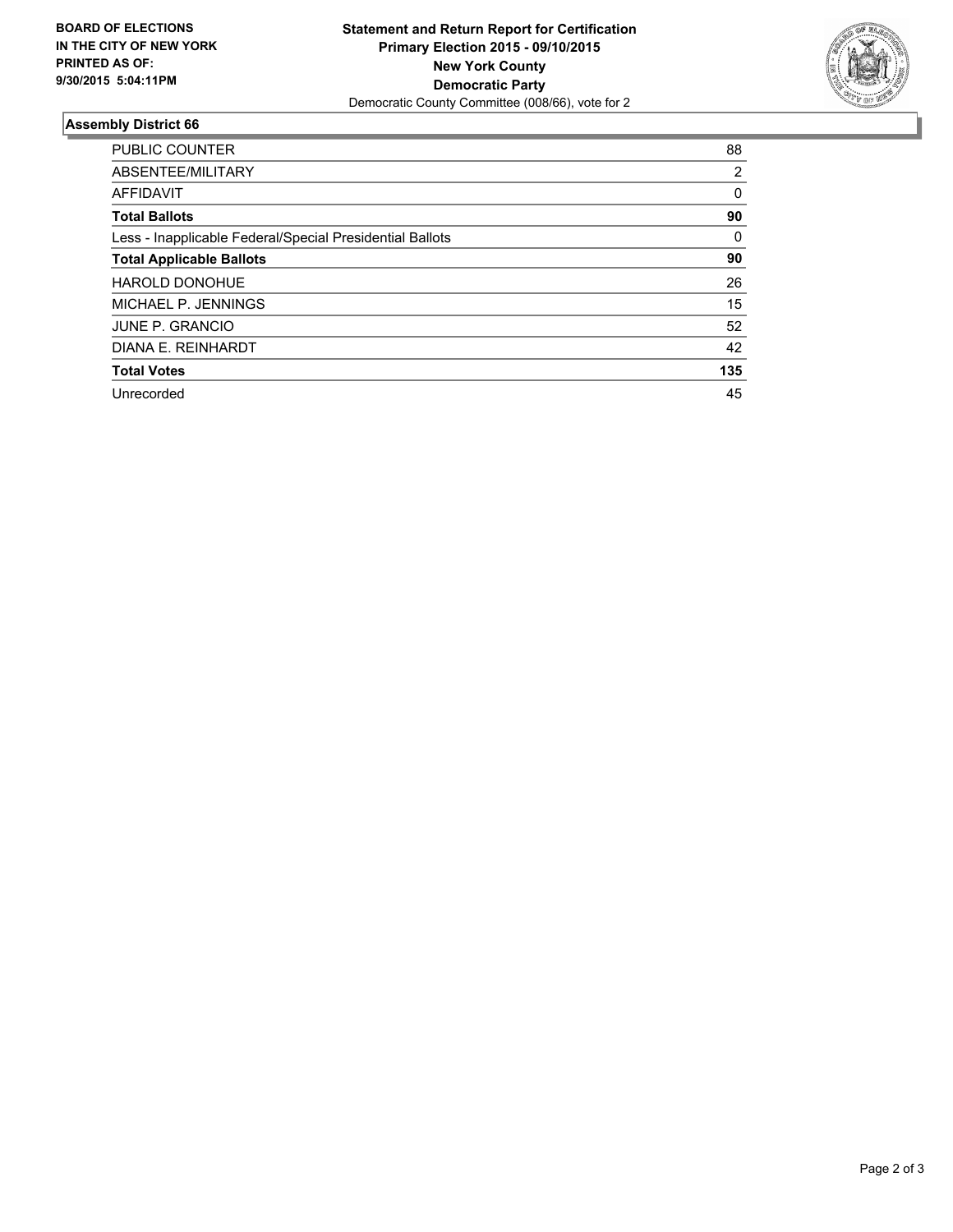**BOARD OF ELECTIONS IN THE CITY OF NEW YORK PRINTED AS OF: 9/30/2015 5:04:11PM**

**Statement and Return Report for Certification**
**Primary Election 2015 - 09/10/2015**
**New York County**
**Democratic Party**
Democratic County Committee (008/66), vote for 2

## Assembly District 66

| | |
|---|---|
| PUBLIC COUNTER | 88 |
| ABSENTEE/MILITARY | 2 |
| AFFIDAVIT | 0 |
| **Total Ballots** | **90** |
| Less - Inapplicable Federal/Special Presidential Ballots | 0 |
| **Total Applicable Ballots** | **90** |
| HAROLD DONOHUE | 26 |
| MICHAEL P. JENNINGS | 15 |
| JUNE P. GRANCIO | 52 |
| DIANA E. REINHARDT | 42 |
| **Total Votes** | **135** |
| Unrecorded | 45 |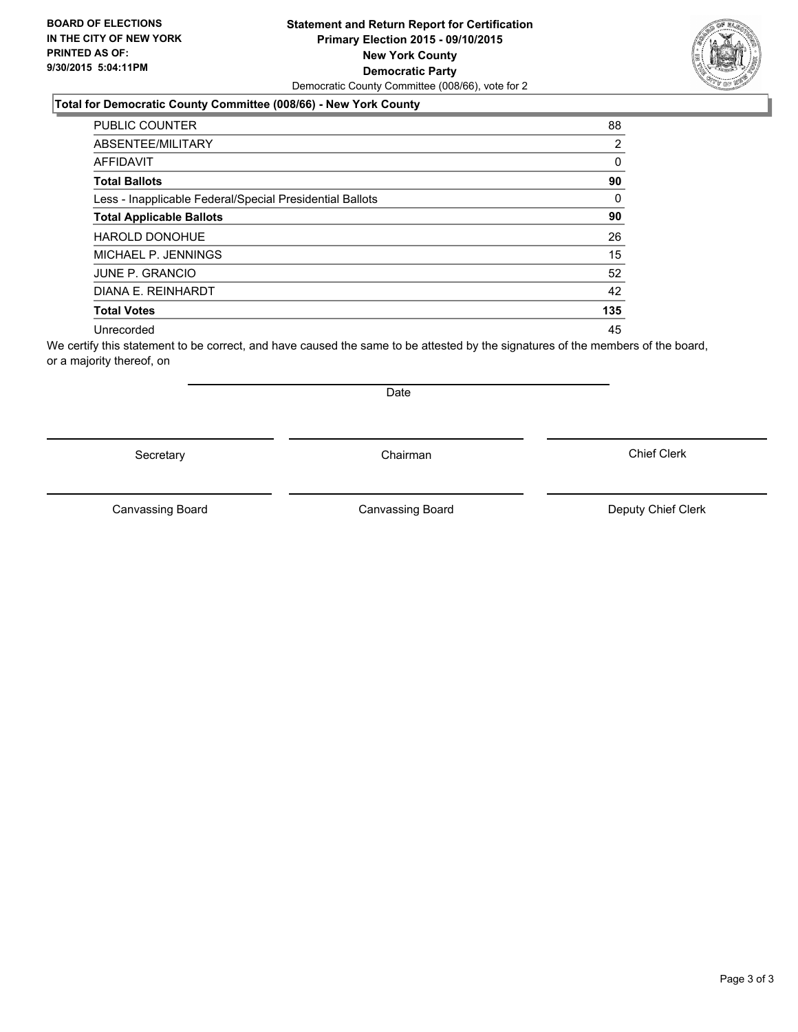**BOARD OF ELECTIONS IN THE CITY OF NEW YORK PRINTED AS OF: 9/30/2015 5:04:11PM**

**Statement and Return Report for Certification**
**Primary Election 2015 - 09/10/2015**
**New York County**
**Democratic Party**
Democratic County Committee (008/66), vote for 2

### Total for Democratic County Committee (008/66) - New York County

| | |
|---|---|
| PUBLIC COUNTER | 88 |
| ABSENTEE/MILITARY | 2 |
| AFFIDAVIT | 0 |
| **Total Ballots** | **90** |
| Less - Inapplicable Federal/Special Presidential Ballots | 0 |
| **Total Applicable Ballots** | **90** |
| HAROLD DONOHUE | 26 |
| MICHAEL P. JENNINGS | 15 |
| JUNE P. GRANCIO | 52 |
| DIANA E. REINHARDT | 42 |
| **Total Votes** | **135** |
| Unrecorded | 45 |

We certify this statement to be correct, and have caused the same to be attested by the signatures of the members of the board, or a majority thereof, on

Date

Secretary

Chairman

Chief Clerk

Canvassing Board

Canvassing Board

Deputy Chief Clerk